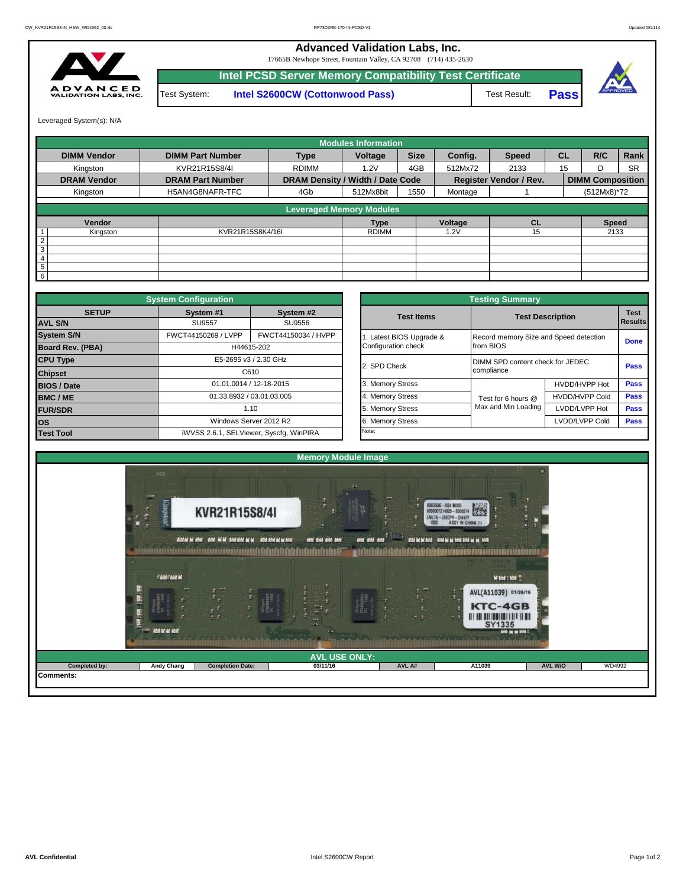# Advanced Validation Labs, Inc.

17665B Newhope Street, Fountain Valley, CA 92708 (714) 435-2630

## Intel PCSD Server Memory Compatibility Test Certificate

| Test System: | Intel S2600CW (Cottonwood Pass) | Test Result: | Pass |
|---|---|---|---|

Leveraged System(s): N/A

### Modules Information

| DIMM Vendor | DIMM Part Number | Type | Voltage | Size | Config. | Speed | CL | R/C | Rank |
|---|---|---|---|---|---|---|---|---|---|
| Kingston | KVR21R15S8/4I | RDIMM | 1.2V | 4GB | 512Mx72 | 2133 | 15 | D | SR |
| **DRAM Vendor** | **DRAM Part Number** | **DRAM Density / Width / Date Code** | | | **Register Vendor / Rev.** | | | **DIMM Composition** | |
| Kingston | H5AN4G8NAFR-TFC | 4Gb | 512Mx8bit | 1550 | Montage | 1 | | (512Mx8)*72 | |

### Leveraged Memory Modules

| | Vendor | | Type | Voltage | CL | Speed |
|---|---|---|---|---|---|---|
| 1 | Kingston | KVR21R15S8K4/16I | RDIMM | 1.2V | 15 | 2133 |
| 2 | | | | | | |
| 3 | | | | | | |
| 4 | | | | | | |
| 5 | | | | | | |
| 6 | | | | | | |

### System Configuration

| SETUP | System #1 | System #2 |
|---|---|---|
| AVL S/N | SU9557 | SU9556 |
| System S/N | FWCT44150269 / LVPP | FWCT44150034 / HVPP |
| Board Rev. (PBA) | H44615-202 | |
| CPU Type | E5-2695 v3 / 2.30 GHz | |
| Chipset | C610 | |
| BIOS / Date | 01.01.0014 / 12-18-2015 | |
| BMC / ME | 01.33.8932 / 03.01.03.005 | |
| FUR/SDR | 1.10 | |
| OS | Windows Server 2012 R2 | |
| Test Tool | iWVSS 2.6.1, SELViewer, Syscfg, WinPIRA | |

### Testing Summary

| Test Items | Test Description | | Test Results |
|---|---|---|---|
| 1. Latest BIOS Upgrade & Configuration check | Record memory Size and Speed detection from BIOS | | Done |
| 2. SPD Check | DIMM SPD content check for JEDEC compliance | | Pass |
| 3. Memory Stress | Test for 6 hours @ Max and Min Loading | HVDD/HVPP Hot | Pass |
| 4. Memory Stress | | HVDD/HVPP Cold | Pass |
| 5. Memory Stress | | LVDD/LVPP Hot | Pass |
| 6. Memory Stress | | LVDD/LVPP Cold | Pass |

Note:

### Memory Module Image

### AVL USE ONLY:

| Completed by: | Andy Chang | Completion Date: | 03/11/16 | AVL A# | A11039 | AVL W/O | WD4992 |
|---|---|---|---|---|---|---|---|

Comments: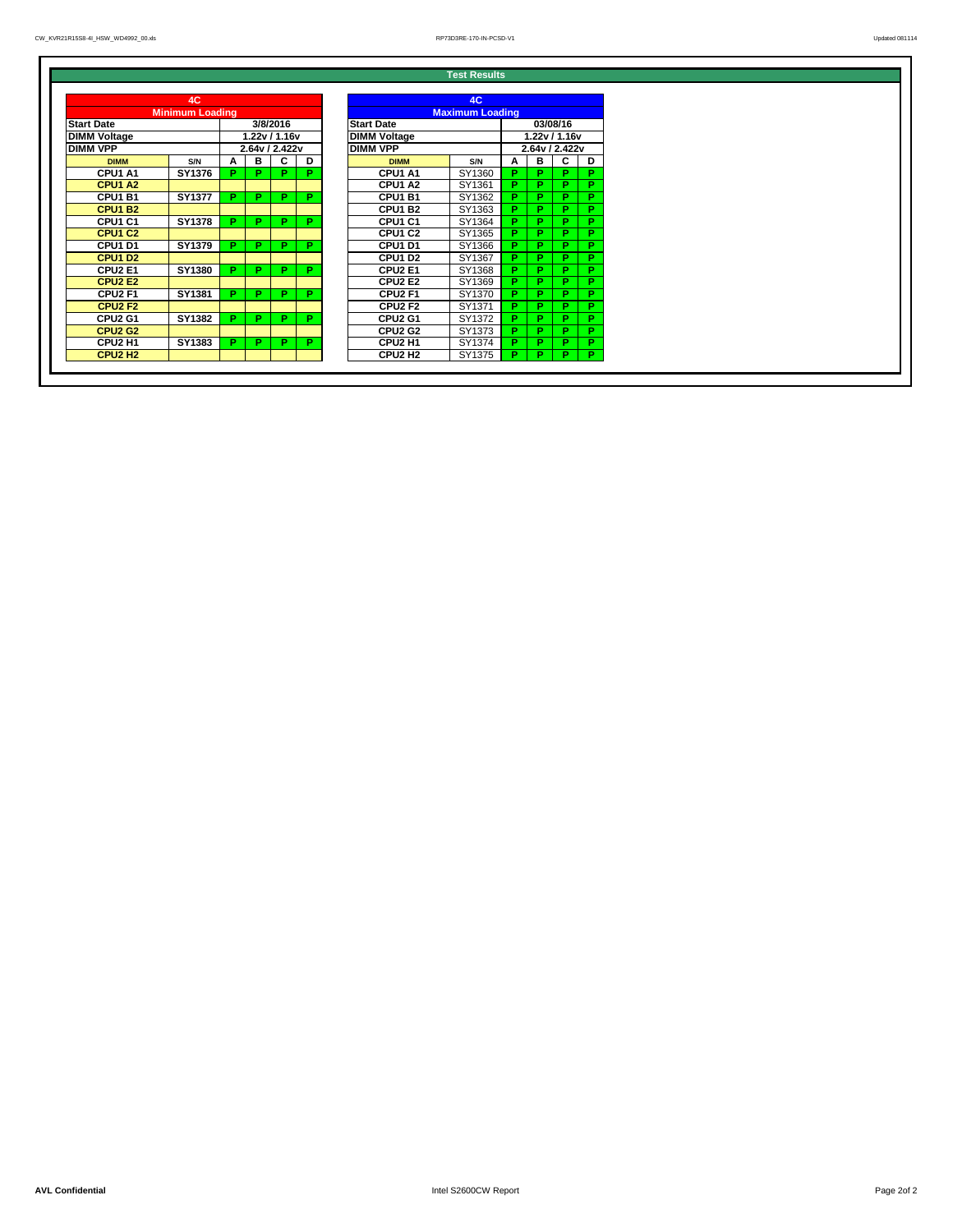## Test Results

| 4C Minimum Loading | | | | | |
|---|---|---|---|---|---|
| **Start Date** | | **3/8/2016** | | | |
| **DIMM Voltage** | | **1.22v / 1.16v** | | | |
| **DIMM VPP** | | **2.64v / 2.422v** | | | |
| **DIMM** | **S/N** | **A** | **B** | **C** | **D** |
| CPU1 A1 | SY1376 | P | P | P | P |
| CPU1 A2 | | | | | |
| CPU1 B1 | SY1377 | P | P | P | P |
| CPU1 B2 | | | | | |
| CPU1 C1 | SY1378 | P | P | P | P |
| CPU1 C2 | | | | | |
| CPU1 D1 | SY1379 | P | P | P | P |
| CPU1 D2 | | | | | |
| CPU2 E1 | SY1380 | P | P | P | P |
| CPU2 E2 | | | | | |
| CPU2 F1 | SY1381 | P | P | P | P |
| CPU2 F2 | | | | | |
| CPU2 G1 | SY1382 | P | P | P | P |
| CPU2 G2 | | | | | |
| CPU2 H1 | SY1383 | P | P | P | P |
| CPU2 H2 | | | | | |

| 4C Maximum Loading | | | | | |
|---|---|---|---|---|---|
| **Start Date** | | **03/08/16** | | | |
| **DIMM Voltage** | | **1.22v / 1.16v** | | | |
| **DIMM VPP** | | **2.64v / 2.422v** | | | |
| **DIMM** | **S/N** | **A** | **B** | **C** | **D** |
| CPU1 A1 | SY1360 | P | P | P | P |
| CPU1 A2 | SY1361 | P | P | P | P |
| CPU1 B1 | SY1362 | P | P | P | P |
| CPU1 B2 | SY1363 | P | P | P | P |
| CPU1 C1 | SY1364 | P | P | P | P |
| CPU1 C2 | SY1365 | P | P | P | P |
| CPU1 D1 | SY1366 | P | P | P | P |
| CPU1 D2 | SY1367 | P | P | P | P |
| CPU2 E1 | SY1368 | P | P | P | P |
| CPU2 E2 | SY1369 | P | P | P | P |
| CPU2 F1 | SY1370 | P | P | P | P |
| CPU2 F2 | SY1371 | P | P | P | P |
| CPU2 G1 | SY1372 | P | P | P | P |
| CPU2 G2 | SY1373 | P | P | P | P |
| CPU2 H1 | SY1374 | P | P | P | P |
| CPU2 H2 | SY1375 | P | P | P | P |